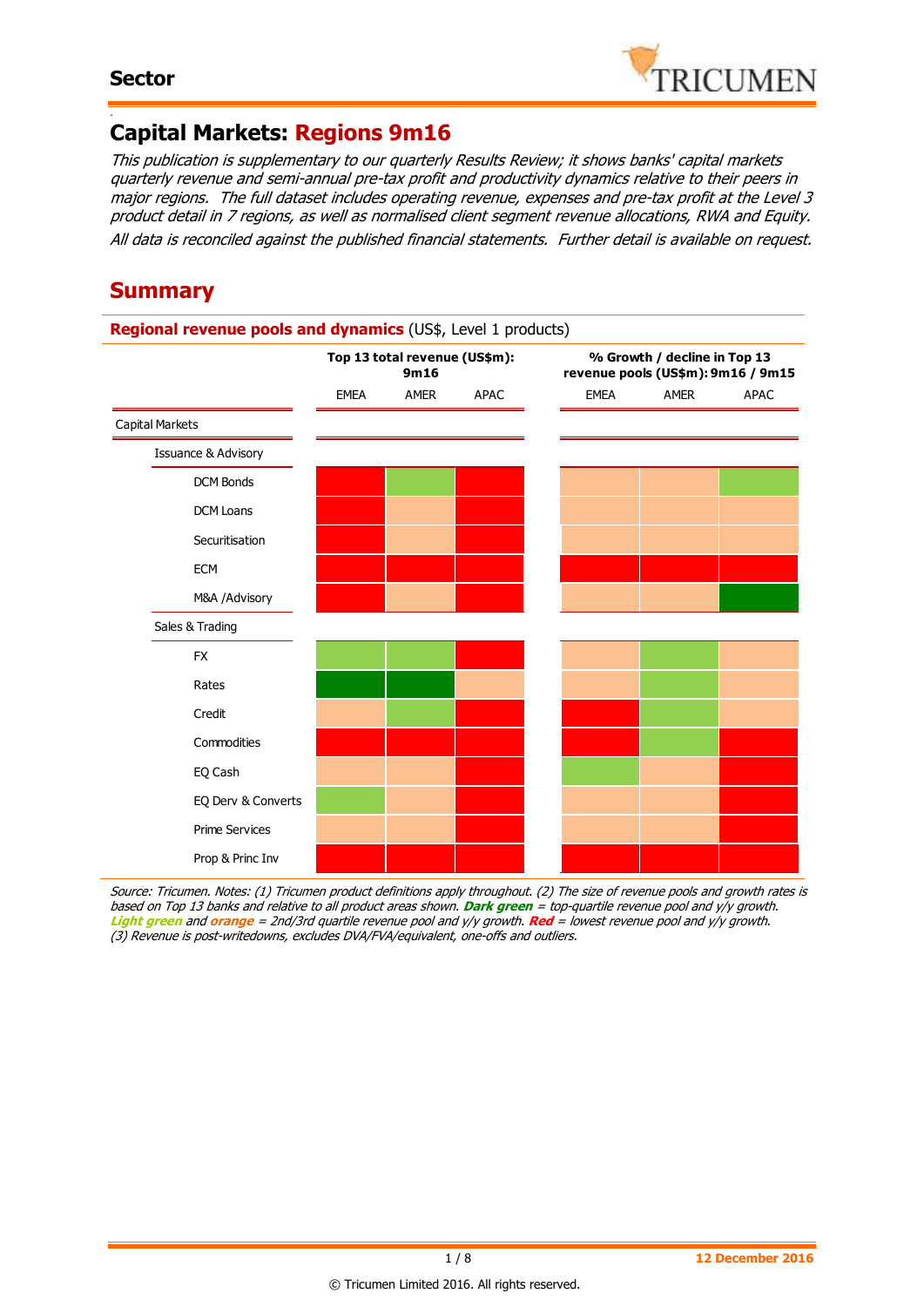# Capital Markets: Regions 9m16

*This publication is supplementary to our quarterly Results Review; it shows banks' capital markets quarterly revenue and semi-annual pre-tax profit and productivity dynamics relative to their peers in major regions. The full dataset includes operating revenue, expenses and pre-tax profit at the Level 3 product detail in 7 regions, as well as normalised client segment revenue allocations, RWA and Equity.*

*All data is reconciled against the published financial statements. Further detail is available on request.*

## Summary

**Regional revenue pools and dynamics** (US$, Level 1 products)

| | Top 13 total revenue (US$m): 9m16 | | | % Growth / decline in Top 13 revenue pools (US$m): 9m16 / 9m15 | | |
|---|---|---|---|---|---|---|
| | EMEA | AMER | APAC | EMEA | AMER | APAC |
| Capital Markets | | | | | | |
| Issuance & Advisory | | | | | | |
| DCM Bonds | | | | | | |
| DCM Loans | | | | | | |
| Securitisation | | | | | | |
| ECM | | | | | | |
| M&A /Advisory | | | | | | |
| Sales & Trading | | | | | | |
| FX | | | | | | |
| Rates | | | | | | |
| Credit | | | | | | |
| Commodities | | | | | | |
| EQ Cash | | | | | | |
| EQ Derv & Converts | | | | | | |
| Prime Services | | | | | | |
| Prop & Princ Inv | | | | | | |

*Source: Tricumen. Notes: (1) Tricumen product definitions apply throughout. (2) The size of revenue pools and growth rates is based on Top 13 banks and relative to all product areas shown.* ***Dark green*** *= top-quartile revenue pool and y/y growth.* ***Light green*** *and* ***orange*** *= 2nd/3rd quartile revenue pool and y/y growth.* ***Red*** *= lowest revenue pool and y/y growth. (3) Revenue is post-writedowns, excludes DVA/FVA/equivalent, one-offs and outliers.*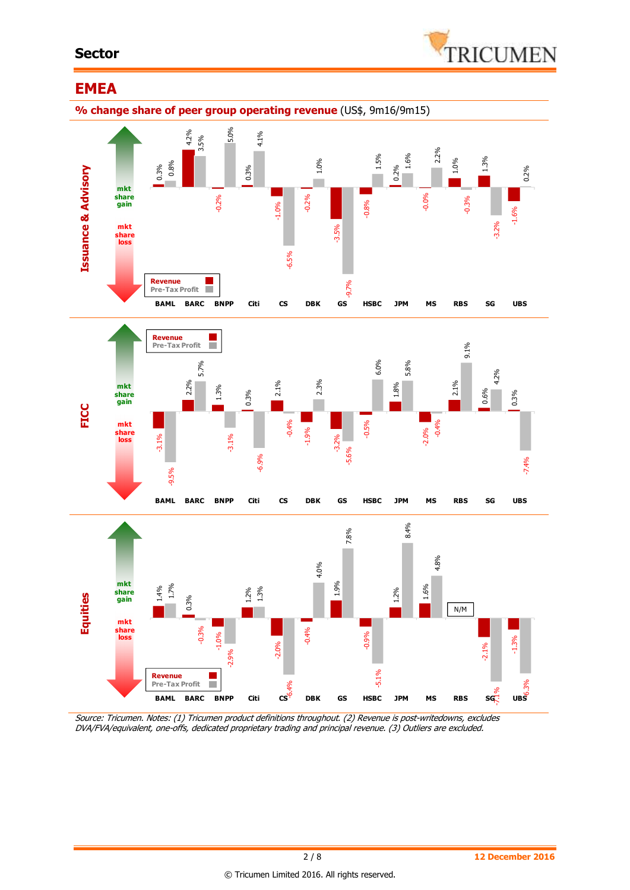## EMEA

**% change share of peer group operating revenue** (US$, 9m16/9m15)

Issuance & Advisory

mkt share gain

mkt share loss

Revenue
Pre-Tax Profit

BAML: 0.3%, 0.8%
BARC: 4.2%, 3.5%
BNPP: -0.2%, 5.0%
Citi: 0.3%, 4.1%
CS: -1.0%, -6.5%
DBK: -0.2%, 1.0%
GS: -3.5%, -9.7%
HSBC: -0.8%, 1.5%
JPM: 0.2%, 1.6%
MS: -0.0%, 2.2%
RBS: 1.0%, -0.3%
SG: 1.3%, -3.2%
UBS: -1.6%, 0.2%

FICC

mkt share gain

mkt share loss

Revenue
Pre-Tax Profit

BAML: -3.1%, -9.5%
BARC: 2.2%, 5.7%
BNPP: 1.3%, -3.1%
Citi: 0.3%, -6.9%
CS: 2.1%, -0.4%
DBK: -1.9%, 2.3%
GS: -3.2%, -5.6%
HSBC: -0.5%, 6.0%
JPM: 1.8%, 5.8%
MS: -2.0%, -0.4%
RBS: 2.1%, 9.1%
SG: 0.6%, 4.2%
UBS: 0.3%, -7.4%

Equities

mkt share gain

mkt share loss

Revenue
Pre-Tax Profit

BAML: 1.4%, 1.7%
BARC: 0.3%, -0.3%
BNPP: -1.0%, -2.9%
Citi: 1.2%, 1.3%
CS: -2.0%, -6.4%
DBK: -0.4%, 4.0%
GS: 1.9%, 7.8%
HSBC: -0.9%, -5.1%
JPM: 1.2%, 8.4%
MS: 1.6%, 4.8%
RBS: N/M
SG: -2.1%, -7.1%
UBS: -1.3%, -6.3%

*Source: Tricumen. Notes: (1) Tricumen product definitions throughout. (2) Revenue is post-writedowns, excludes DVA/FVA/equivalent, one-offs, dedicated proprietary trading and principal revenue. (3) Outliers are excluded.*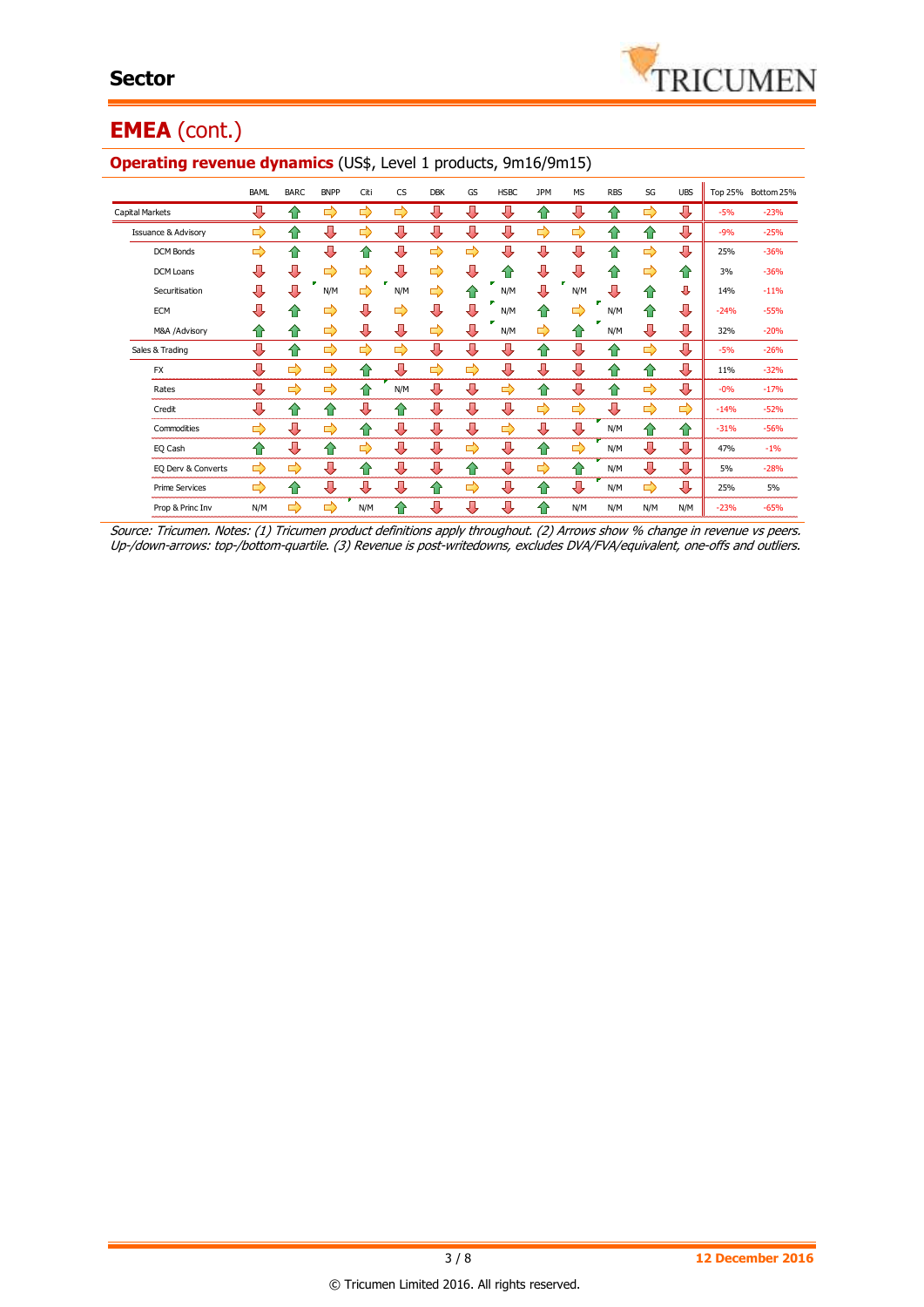# EMEA (cont.)

## Operating revenue dynamics (US$, Level 1 products, 9m16/9m15)

| | BAML | BARC | BNPP | Citi | CS | DBK | GS | HSBC | JPM | MS | RBS | SG | UBS | Top 25% | Bottom 25% |
|---|---|---|---|---|---|---|---|---|---|---|---|---|---|---|---|
| Capital Markets | ↓ | ↑ | → | → | → | ↓ | ↓ | ↓ | ↑ | ↓ | ↑ | → | ↓ | -5% | -23% |
| Issuance & Advisory | → | ↑ | ↓ | → | ↓ | ↓ | ↓ | ↓ | → | → | ↑ | ↑ | ↓ | -9% | -25% |
| DCM Bonds | → | ↑ | ↓ | ↑ | ↓ | → | → | ↓ | ↓ | ↓ | ↑ | → | ↓ | 25% | -36% |
| DCM Loans | ↓ | ↓ | → | → | ↓ | → | ↓ | ↑ | ↓ | ↓ | ↑ | → | ↑ | 3% | -36% |
| Securitisation | ↓ | ↓ | N/M | → | N/M | → | ↑ | N/M | ↓ | N/M | ↓ | ↑ | ↓ | 14% | -11% |
| ECM | ↓ | ↑ | → | ↓ | → | ↓ | ↓ | N/M | ↑ | → | N/M | ↑ | ↓ | -24% | -55% |
| M&A /Advisory | ↑ | ↑ | → | ↓ | ↓ | → | ↓ | N/M | → | ↑ | N/M | ↓ | ↓ | 32% | -20% |
| Sales & Trading | ↓ | ↑ | → | → | → | ↓ | ↓ | ↓ | ↑ | ↓ | ↑ | → | ↓ | -5% | -26% |
| FX | ↓ | ↓ | → | ↑ | ↓ | → | → | ↓ | ↓ | ↓ | ↑ | ↑ | ↓ | 11% | -32% |
| Rates | ↓ | → | → | ↑ | N/M | ↓ | ↓ | → | ↑ | ↓ | ↑ | → | ↓ | -0% | -17% |
| Credit | ↓ | ↑ | ↑ | ↓ | ↑ | ↓ | ↓ | ↓ | → | → | ↓ | → | → | -14% | -52% |
| Commodities | → | ↓ | → | ↑ | ↓ | ↓ | ↓ | → | ↓ | ↓ | N/M | ↑ | ↑ | -31% | -56% |
| EQ Cash | ↑ | ↓ | ↑ | → | ↓ | ↓ | → | ↓ | ↑ | → | N/M | ↓ | ↓ | 47% | -1% |
| EQ Derv & Converts | → | → | ↓ | ↑ | ↓ | ↓ | ↑ | ↓ | → | ↑ | N/M | ↓ | ↓ | 5% | -28% |
| Prime Services | → | ↑ | ↓ | ↓ | ↓ | ↑ | → | ↓ | ↑ | ↓ | N/M | → | ↓ | 25% | 5% |
| Prop & Princ Inv | N/M | → | → | N/M | ↑ | ↓ | ↓ | ↓ | ↑ | N/M | N/M | N/M | N/M | -23% | -65% |

*Source: Tricumen. Notes: (1) Tricumen product definitions apply throughout. (2) Arrows show % change in revenue vs peers. Up-/down-arrows: top-/bottom-quartile. (3) Revenue is post-writedowns, excludes DVA/FVA/equivalent, one-offs and outliers.*

12 December 2016

© Tricumen Limited 2016. All rights reserved.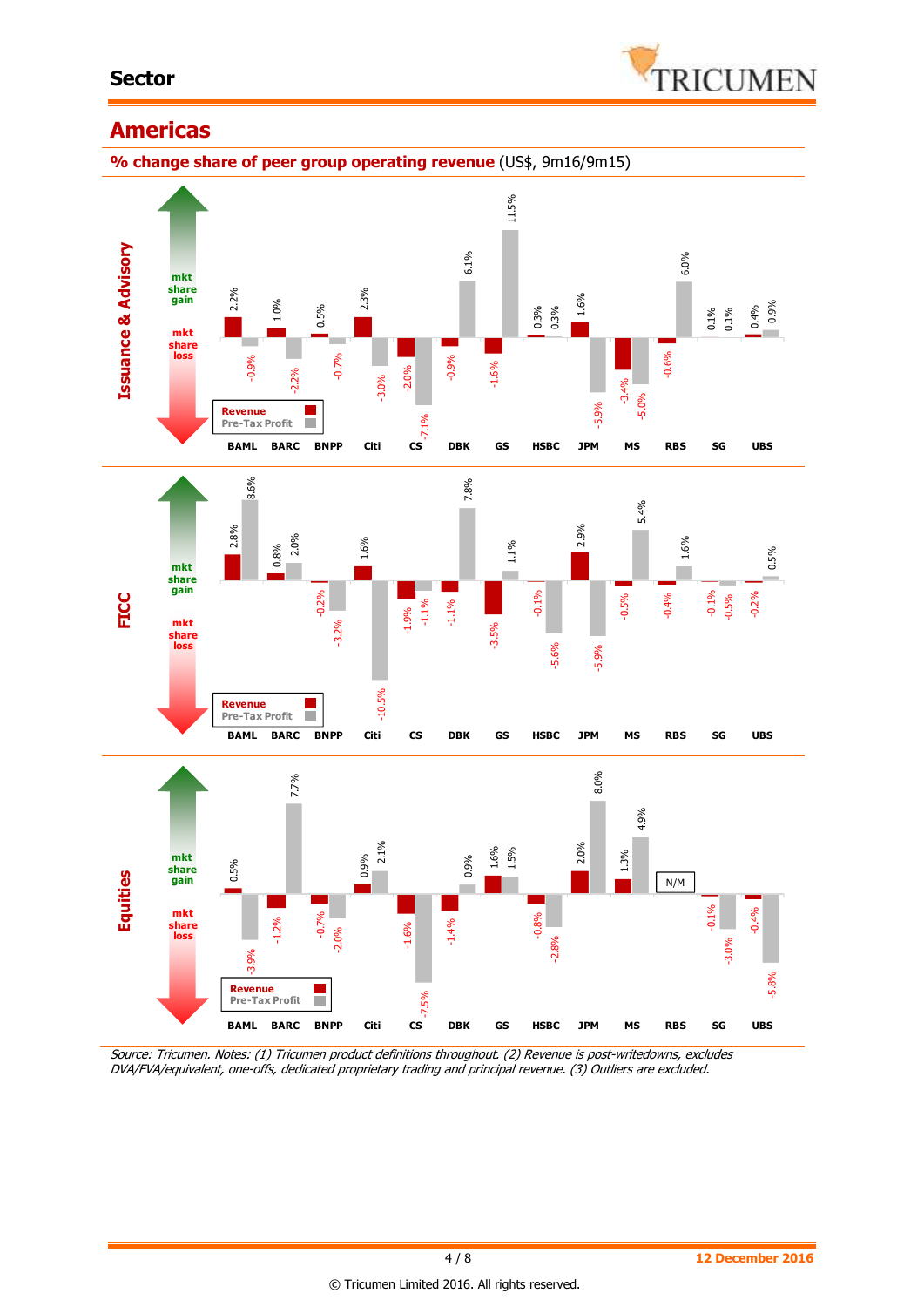# Sector

## Americas

**% change share of peer group operating revenue** (US$, 9m16/9m15)

**Issuance & Advisory**

mkt share gain

mkt share loss

Revenue
Pre-Tax Profit

2.2% -0.9% 1.0% -2.2% 0.5% -0.7% 2.3% -3.0% -2.0% -7.1% -0.9% 6.1% -1.6% 11.5% 0.3% 0.3% 1.6% -5.9% -3.4% -5.0% -0.6% 6.0% 0.1% 0.1% 0.4% 0.9%

BAML BARC BNPP Citi CS DBK GS HSBC JPM MS RBS SG UBS

**FICC**

mkt share gain

mkt share loss

Revenue
Pre-Tax Profit

2.8% 8.6% 0.8% 2.0% -0.2% -3.2% 1.6% -10.5% -1.9% -1.1% -1.1% 7.8% -3.5% 1.1% -0.1% -5.6% 2.9% -5.9% -0.5% 5.4% -0.4% 1.6% -0.1% -0.5% -0.2% 0.5%

BAML BARC BNPP Citi CS DBK GS HSBC JPM MS RBS SG UBS

**Equities**

mkt share gain

mkt share loss

Revenue
Pre-Tax Profit

0.5% -3.9% -1.2% 7.7% -0.7% -2.0% 0.9% 2.1% -1.6% -7.5% -1.4% 0.9% 1.6% 1.5% -0.8% -2.8% 2.0% 8.0% 1.3% 4.9% N/M -0.1% -3.0% -0.4% -5.8%

BAML BARC BNPP Citi CS DBK GS HSBC JPM MS RBS SG UBS

*Source: Tricumen. Notes: (1) Tricumen product definitions throughout. (2) Revenue is post-writedowns, excludes DVA/FVA/equivalent, one-offs, dedicated proprietary trading and principal revenue. (3) Outliers are excluded.*

12 December 2016

© Tricumen Limited 2016. All rights reserved.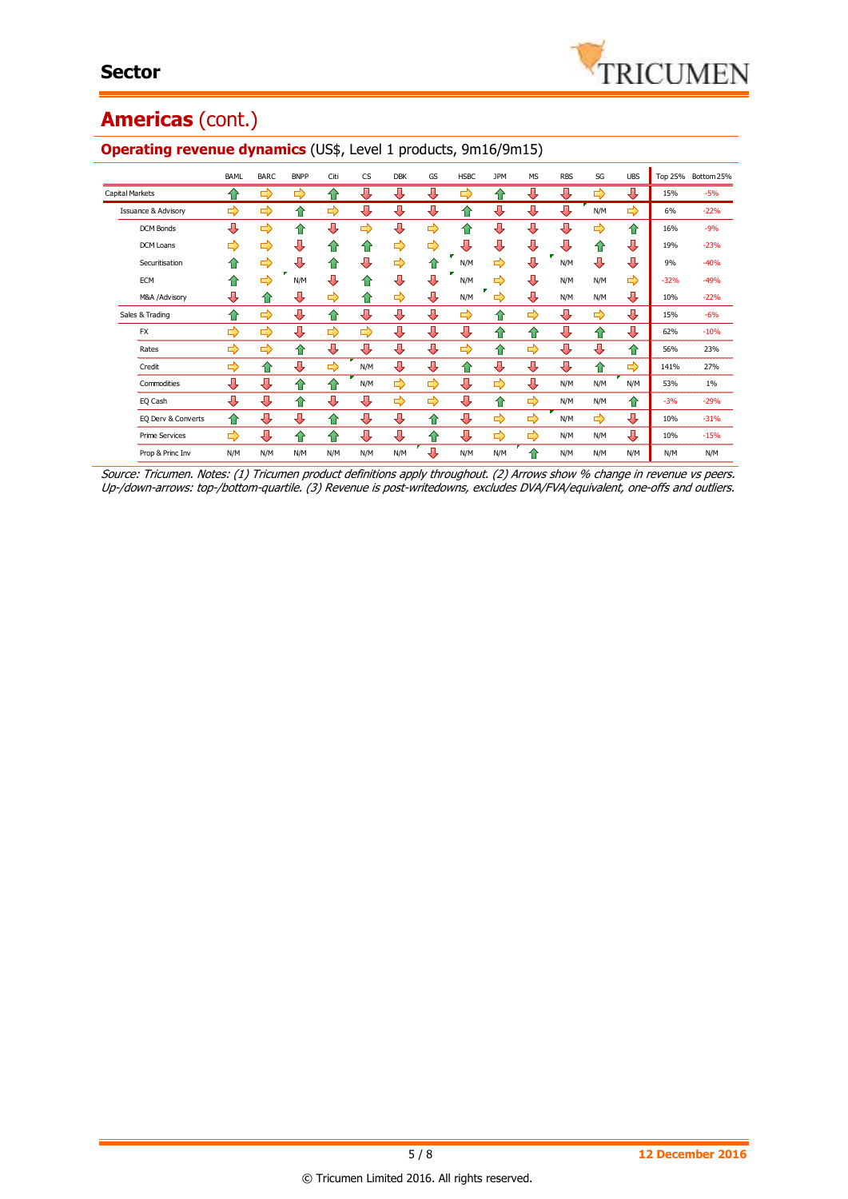## Americas (cont.)

### Operating revenue dynamics (US$, Level 1 products, 9m16/9m15)

| | BAML | BARC | BNPP | Citi | CS | DBK | GS | HSBC | JPM | MS | RBS | SG | UBS | Top 25% | Bottom 25% |
|---|---|---|---|---|---|---|---|---|---|---|---|---|---|---|---|
| Capital Markets | ⇧ | ⇨ | ⇨ | ⇧ | ⇩ | ⇩ | ⇩ | ⇨ | ⇧ | ⇩ | ⇩ | ⇨ | ⇩ | 15% | -5% |
| Issuance & Advisory | ⇨ | ⇨ | ⇧ | ⇨ | ⇩ | ⇩ | ⇩ | ⇧ | ⇩ | ⇩ | ⇩ | N/M | ⇨ | 6% | -22% |
| DCM Bonds | ⇩ | ⇨ | ⇧ | ⇩ | ⇨ | ⇩ | ⇨ | ⇧ | ⇩ | ⇩ | ⇩ | ⇨ | ⇧ | 16% | -9% |
| DCM Loans | ⇨ | ⇨ | ⇩ | ⇧ | ⇧ | ⇨ | ⇨ | ⇩ | ⇩ | ⇩ | ⇩ | ⇧ | ⇩ | 19% | -23% |
| Securitisation | ⇧ | ⇨ | ⇩ | ⇧ | ⇩ | ⇨ | ⇧ | N/M | ⇨ | ⇩ | N/M | ⇩ | ⇩ | 9% | -40% |
| ECM | ⇧ | ⇨ | N/M | ⇩ | ⇧ | ⇩ | ⇩ | N/M | ⇨ | ⇩ | N/M | N/M | ⇨ | -32% | -49% |
| M&A /Advisory | ⇩ | ⇧ | ⇩ | ⇨ | ⇧ | ⇨ | ⇩ | N/M | ⇨ | ⇩ | N/M | N/M | ⇩ | 10% | -22% |
| Sales & Trading | ⇧ | ⇨ | ⇩ | ⇧ | ⇩ | ⇩ | ⇩ | ⇨ | ⇧ | ⇨ | ⇩ | ⇨ | ⇩ | 15% | -6% |
| FX | ⇨ | ⇨ | ⇩ | ⇨ | ⇨ | ⇩ | ⇩ | ⇩ | ⇧ | ⇧ | ⇩ | ⇧ | ⇩ | 62% | -10% |
| Rates | ⇨ | ⇨ | ⇧ | ⇩ | ⇩ | ⇩ | ⇩ | ⇨ | ⇧ | ⇨ | ⇩ | ⇩ | ⇧ | 56% | 23% |
| Credit | ⇨ | ⇧ | ⇩ | ⇨ | N/M | ⇩ | ⇩ | ⇧ | ⇩ | ⇩ | ⇩ | ⇧ | ⇨ | 141% | 27% |
| Commodities | ⇩ | ⇩ | ⇧ | ⇧ | N/M | ⇨ | ⇨ | ⇩ | ⇨ | ⇩ | N/M | N/M | N/M | 53% | 1% |
| EQ Cash | ⇩ | ⇩ | ⇧ | ⇩ | ⇩ | ⇨ | ⇨ | ⇩ | ⇧ | ⇨ | N/M | N/M | ⇧ | -3% | -29% |
| EQ Derv & Converts | ⇧ | ⇩ | ⇩ | ⇧ | ⇩ | ⇩ | ⇧ | ⇩ | ⇨ | ⇨ | N/M | ⇨ | ⇩ | 10% | -31% |
| Prime Services | ⇨ | ⇩ | ⇧ | ⇧ | ⇩ | ⇩ | ⇧ | ⇩ | ⇨ | ⇨ | N/M | N/M | ⇩ | 10% | -15% |
| Prop & Princ Inv | N/M | N/M | N/M | N/M | N/M | N/M | ⇩ | N/M | N/M | ⇧ | N/M | N/M | N/M | N/M | N/M |

*Source: Tricumen. Notes: (1) Tricumen product definitions apply throughout. (2) Arrows show % change in revenue vs peers. Up-/down-arrows: top-/bottom-quartile. (3) Revenue is post-writedowns, excludes DVA/FVA/equivalent, one-offs and outliers.*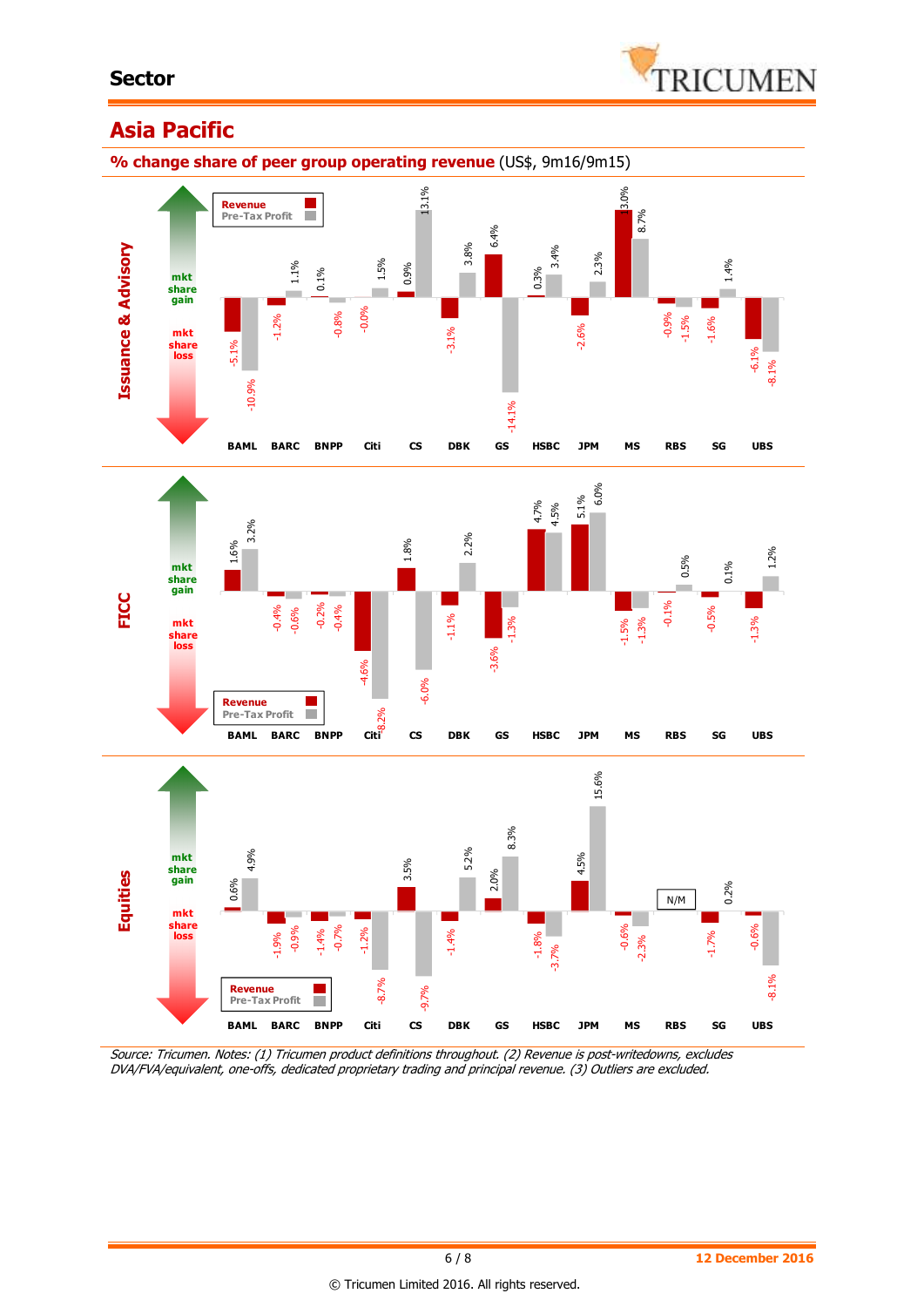# Sector

## Asia Pacific

**% change share of peer group operating revenue** (US$, 9m16/9m15)

**Issuance & Advisory**

Revenue
Pre-Tax Profit

mkt share gain
mkt share loss

BAML: -5.1%, -10.9%
BARC: -1.2%, 1.1%
BNPP: 0.1%, -0.8%
Citi: -0.0%, 1.5%
CS: 0.9%, 13.1%
DBK: -3.1%, 3.8%
GS: 6.4%, -14.1%
HSBC: 0.3%, 3.4%
JPM: -2.6%, 2.3%
MS: 13.0%, 8.7%
RBS: -0.9%, -1.5%
SG: -1.6%, 1.4%
UBS: -6.1%, -8.1%

**FICC**

mkt share gain
mkt share loss

Revenue
Pre-Tax Profit

BAML: 1.6%, 3.2%
BARC: -0.4%, -0.6%
BNPP: -0.2%, -0.4%
Citi: -4.6%, -8.2%
CS: 1.8%, -6.0%
DBK: -1.1%, 2.2%
GS: -3.6%, -1.3%
HSBC: 4.7%, 4.5%
JPM: 5.1%, 6.0%
MS: -1.5%, -1.3%
RBS: -0.1%, 0.5%
SG: -0.5%, 0.1%
UBS: -1.3%, 1.2%

**Equities**

mkt share gain
mkt share loss

Revenue
Pre-Tax Profit

BAML: 0.6%, 4.9%
BARC: -1.9%, -0.9%
BNPP: -1.4%, -0.7%
Citi: -1.2%, -8.7%
CS: 3.5%, -9.7%
DBK: -1.4%, 5.2%
GS: 2.0%, 8.3%
HSBC: -1.8%, -3.7%
JPM: 4.5%, 15.6%
MS: -0.6%, -2.3%
RBS: N/M
SG: -1.7%, 0.2%
UBS: -0.6%, -8.1%

*Source: Tricumen. Notes: (1) Tricumen product definitions throughout. (2) Revenue is post-writedowns, excludes DVA/FVA/equivalent, one-offs, dedicated proprietary trading and principal revenue. (3) Outliers are excluded.*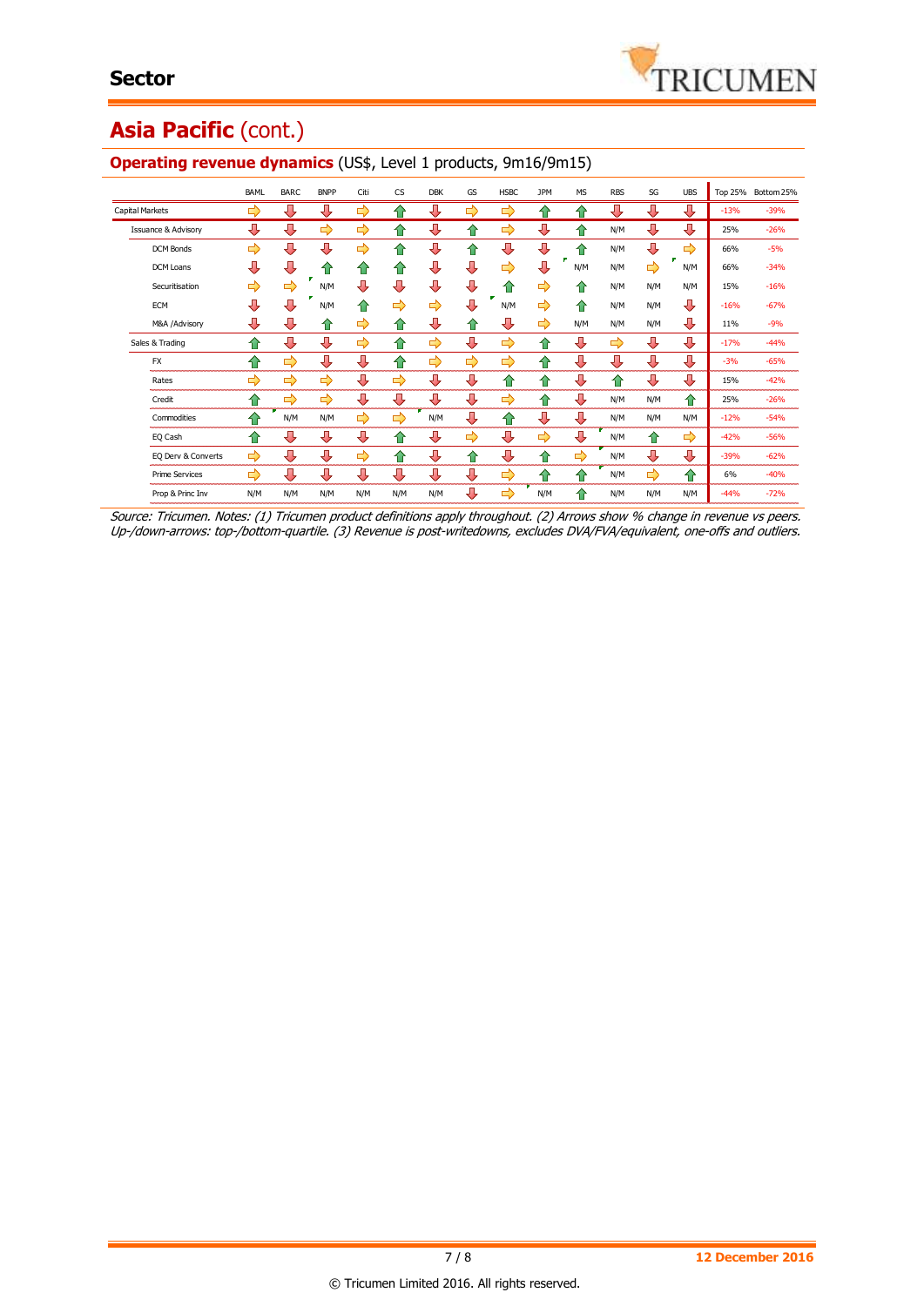## Sector

# Asia Pacific (cont.)

### **Operating revenue dynamics** (US$, Level 1 products, 9m16/9m15)

| | BAML | BARC | BNPP | Citi | CS | DBK | GS | HSBC | JPM | MS | RBS | SG | UBS | Top 25% | Bottom 25% |
|---|---|---|---|---|---|---|---|---|---|---|---|---|---|---|---|
| Capital Markets | ⇨ | ⇩ | ⇩ | ⇨ | ⇧ | ⇩ | ⇨ | ⇨ | ⇧ | ⇧ | ⇩ | ⇩ | ⇩ | -13% | -39% |
| Issuance & Advisory | ⇩ | ⇩ | ⇨ | ⇨ | ⇧ | ⇩ | ⇧ | ⇨ | ⇩ | ⇧ | N/M | ⇩ | ⇩ | 25% | -26% |
| DCM Bonds | ⇨ | ⇩ | ⇩ | ⇨ | ⇧ | ⇩ | ⇧ | ⇩ | ⇩ | ⇧ | N/M | ⇩ | ⇨ | 66% | -5% |
| DCM Loans | ⇩ | ⇩ | ⇧ | ⇧ | ⇧ | ⇩ | ⇩ | ⇨ | ⇩ | N/M | N/M | ⇨ | N/M | 66% | -34% |
| Securitisation | ⇨ | ⇨ | N/M | ⇩ | ⇩ | ⇩ | ⇩ | ⇧ | ⇨ | ⇧ | N/M | N/M | N/M | 15% | -16% |
| ECM | ⇩ | ⇩ | N/M | ⇧ | ⇨ | ⇨ | ⇩ | N/M | ⇨ | ⇧ | N/M | N/M | ⇩ | -16% | -67% |
| M&A /Advisory | ⇩ | ⇩ | ⇧ | ⇨ | ⇧ | ⇩ | ⇧ | ⇩ | ⇨ | N/M | N/M | N/M | ⇩ | 11% | -9% |
| Sales & Trading | ⇧ | ⇩ | ⇩ | ⇨ | ⇧ | ⇨ | ⇩ | ⇨ | ⇧ | ⇩ | ⇨ | ⇩ | ⇩ | -17% | -44% |
| FX | ⇧ | ⇨ | ⇩ | ⇩ | ⇧ | ⇨ | ⇨ | ⇨ | ⇧ | ⇩ | ⇩ | ⇩ | ⇩ | -3% | -65% |
| Rates | ⇨ | ⇨ | ⇨ | ⇩ | ⇨ | ⇩ | ⇩ | ⇧ | ⇧ | ⇩ | ⇧ | ⇩ | ⇩ | 15% | -42% |
| Credit | ⇧ | ⇨ | ⇨ | ⇩ | ⇩ | ⇩ | ⇩ | ⇨ | ⇧ | ⇩ | N/M | N/M | ⇧ | 25% | -26% |
| Commodities | ⇧ | N/M | N/M | ⇨ | ⇨ | N/M | ⇩ | ⇧ | ⇩ | ⇩ | N/M | N/M | N/M | -12% | -54% |
| EQ Cash | ⇧ | ⇩ | ⇩ | ⇩ | ⇧ | ⇩ | ⇨ | ⇩ | ⇨ | ⇩ | N/M | ⇧ | ⇨ | -42% | -56% |
| EQ Derv & Converts | ⇨ | ⇩ | ⇩ | ⇨ | ⇧ | ⇩ | ⇧ | ⇩ | ⇧ | ⇨ | N/M | ⇩ | ⇩ | -39% | -62% |
| Prime Services | ⇨ | ⇩ | ⇩ | ⇩ | ⇩ | ⇩ | ⇩ | ⇨ | ⇧ | ⇧ | N/M | ⇨ | ⇧ | 6% | -40% |
| Prop & Princ Inv | N/M | N/M | N/M | N/M | N/M | N/M | ⇩ | ⇨ | N/M | ⇧ | N/M | N/M | N/M | -44% | -72% |

*Source: Tricumen. Notes: (1) Tricumen product definitions apply throughout. (2) Arrows show % change in revenue vs peers. Up-/down-arrows: top-/bottom-quartile. (3) Revenue is post-writedowns, excludes DVA/FVA/equivalent, one-offs and outliers.*

12 December 2016

© Tricumen Limited 2016. All rights reserved.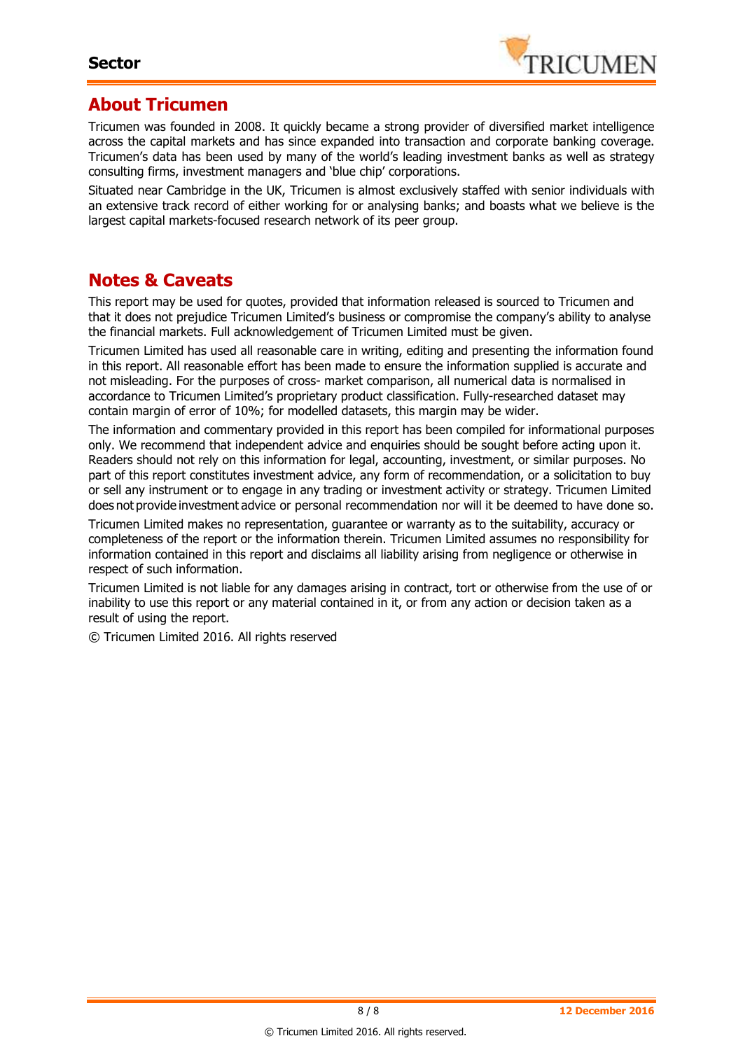## About Tricumen

Tricumen was founded in 2008. It quickly became a strong provider of diversified market intelligence across the capital markets and has since expanded into transaction and corporate banking coverage. Tricumen's data has been used by many of the world's leading investment banks as well as strategy consulting firms, investment managers and 'blue chip' corporations.

Situated near Cambridge in the UK, Tricumen is almost exclusively staffed with senior individuals with an extensive track record of either working for or analysing banks; and boasts what we believe is the largest capital markets-focused research network of its peer group.

## Notes & Caveats

This report may be used for quotes, provided that information released is sourced to Tricumen and that it does not prejudice Tricumen Limited's business or compromise the company's ability to analyse the financial markets. Full acknowledgement of Tricumen Limited must be given.

Tricumen Limited has used all reasonable care in writing, editing and presenting the information found in this report. All reasonable effort has been made to ensure the information supplied is accurate and not misleading. For the purposes of cross- market comparison, all numerical data is normalised in accordance to Tricumen Limited's proprietary product classification. Fully-researched dataset may contain margin of error of 10%; for modelled datasets, this margin may be wider.

The information and commentary provided in this report has been compiled for informational purposes only. We recommend that independent advice and enquiries should be sought before acting upon it. Readers should not rely on this information for legal, accounting, investment, or similar purposes. No part of this report constitutes investment advice, any form of recommendation, or a solicitation to buy or sell any instrument or to engage in any trading or investment activity or strategy. Tricumen Limited does not provide investment advice or personal recommendation nor will it be deemed to have done so.

Tricumen Limited makes no representation, guarantee or warranty as to the suitability, accuracy or completeness of the report or the information therein. Tricumen Limited assumes no responsibility for information contained in this report and disclaims all liability arising from negligence or otherwise in respect of such information.

Tricumen Limited is not liable for any damages arising in contract, tort or otherwise from the use of or inability to use this report or any material contained in it, or from any action or decision taken as a result of using the report.

© Tricumen Limited 2016. All rights reserved